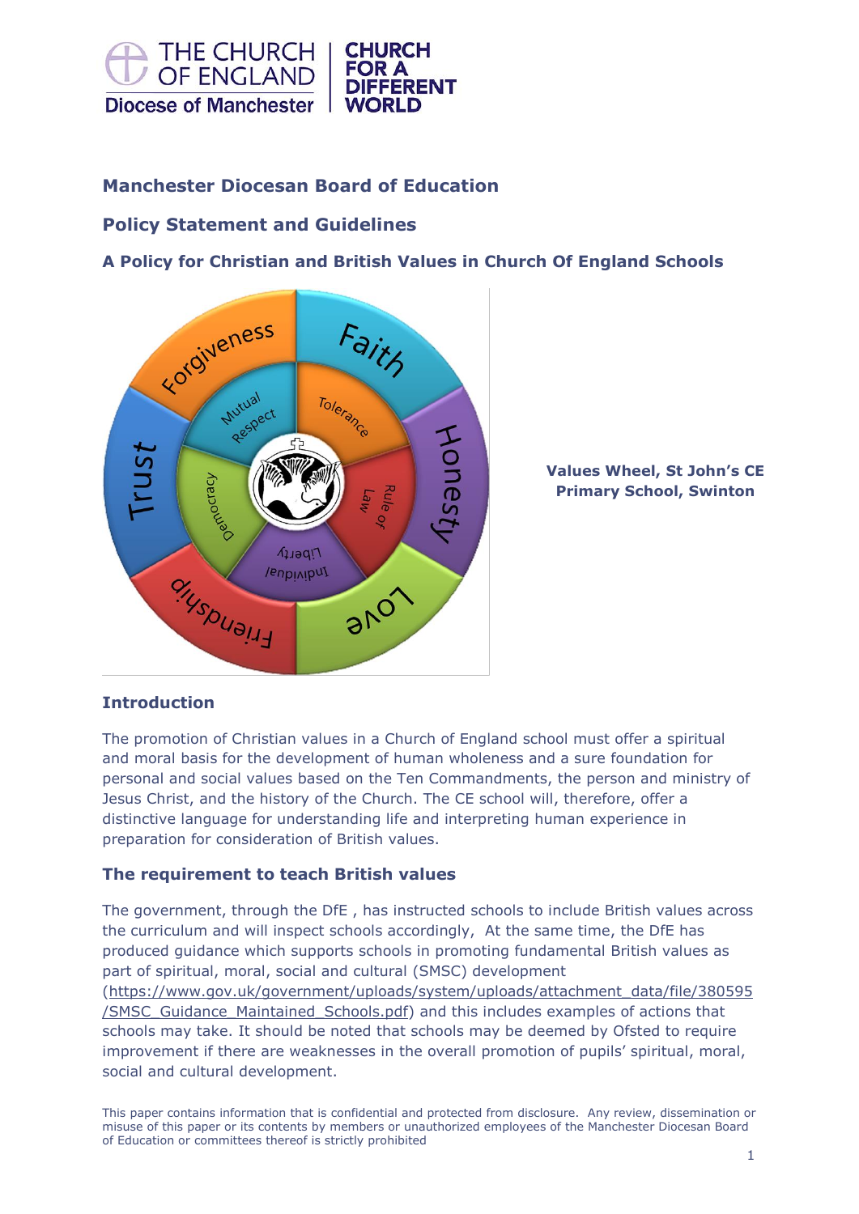THE CHURCH OF ENGLAND Diocese of Manchester | CHURCH FOR A DIFFERENT WORLD

**Manchester Diocesan Board of Education**

**Policy Statement and Guidelines**

**A Policy for Christian and British Values in Church Of England Schools**

**Values Wheel, St John's CE Primary School, Swinton**

## Introduction

The promotion of Christian values in a Church of England school must offer a spiritual and moral basis for the development of human wholeness and a sure foundation for personal and social values based on the Ten Commandments, the person and ministry of Jesus Christ, and the history of the Church. The CE school will, therefore, offer a distinctive language for understanding life and interpreting human experience in preparation for consideration of British values.

## The requirement to teach British values

The government, through the DfE , has instructed schools to include British values across the curriculum and will inspect schools accordingly, At the same time, the DfE has produced guidance which supports schools in promoting fundamental British values as part of spiritual, moral, social and cultural (SMSC) development (https://www.gov.uk/government/uploads/system/uploads/attachment_data/file/380595/SMSC_Guidance_Maintained_Schools.pdf) and this includes examples of actions that schools may take. It should be noted that schools may be deemed by Ofsted to require improvement if there are weaknesses in the overall promotion of pupils' spiritual, moral, social and cultural development.

This paper contains information that is confidential and protected from disclosure. Any review, dissemination or misuse of this paper or its contents by members or unauthorized employees of the Manchester Diocesan Board of Education or committees thereof is strictly prohibited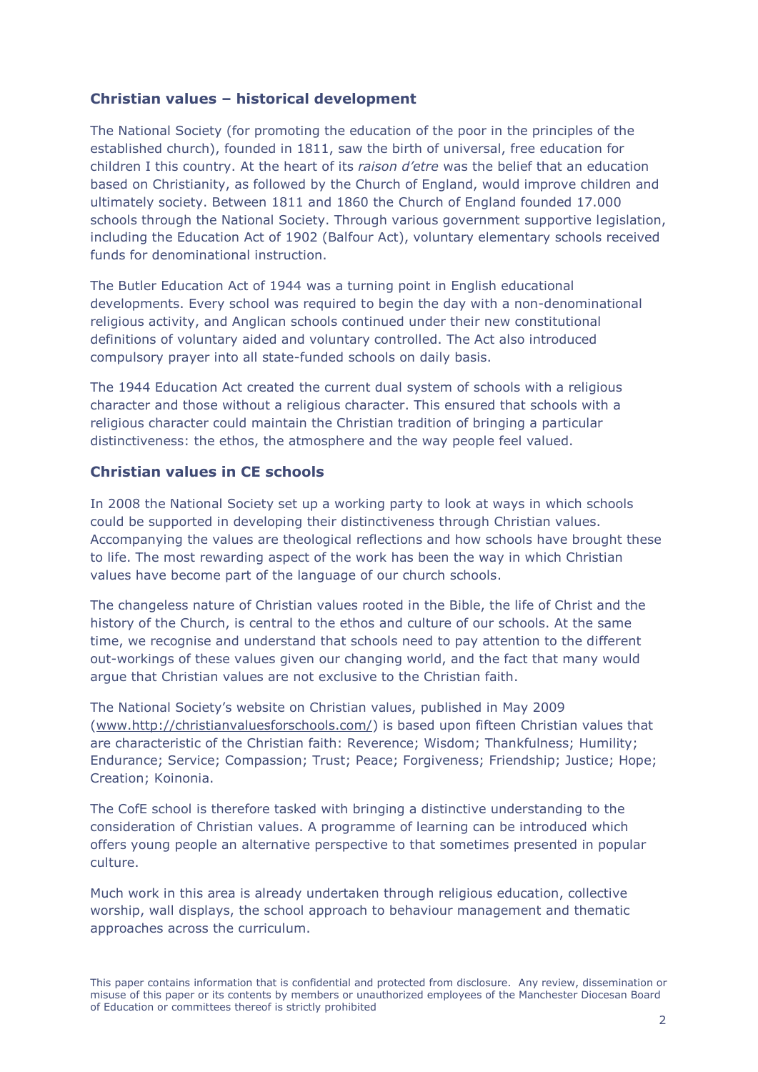## Christian values – historical development

The National Society (for promoting the education of the poor in the principles of the established church), founded in 1811, saw the birth of universal, free education for children I this country. At the heart of its *raison d'etre* was the belief that an education based on Christianity, as followed by the Church of England, would improve children and ultimately society. Between 1811 and 1860 the Church of England founded 17.000 schools through the National Society. Through various government supportive legislation, including the Education Act of 1902 (Balfour Act), voluntary elementary schools received funds for denominational instruction.

The Butler Education Act of 1944 was a turning point in English educational developments. Every school was required to begin the day with a non-denominational religious activity, and Anglican schools continued under their new constitutional definitions of voluntary aided and voluntary controlled. The Act also introduced compulsory prayer into all state-funded schools on daily basis.

The 1944 Education Act created the current dual system of schools with a religious character and those without a religious character. This ensured that schools with a religious character could maintain the Christian tradition of bringing a particular distinctiveness: the ethos, the atmosphere and the way people feel valued.

## Christian values in CE schools

In 2008 the National Society set up a working party to look at ways in which schools could be supported in developing their distinctiveness through Christian values. Accompanying the values are theological reflections and how schools have brought these to life. The most rewarding aspect of the work has been the way in which Christian values have become part of the language of our church schools.

The changeless nature of Christian values rooted in the Bible, the life of Christ and the history of the Church, is central to the ethos and culture of our schools. At the same time, we recognise and understand that schools need to pay attention to the different out-workings of these values given our changing world, and the fact that many would argue that Christian values are not exclusive to the Christian faith.

The National Society's website on Christian values, published in May 2009 (www.http://christianvaluesforschools.com/) is based upon fifteen Christian values that are characteristic of the Christian faith: Reverence; Wisdom; Thankfulness; Humility; Endurance; Service; Compassion; Trust; Peace; Forgiveness; Friendship; Justice; Hope; Creation; Koinonia.

The CofE school is therefore tasked with bringing a distinctive understanding to the consideration of Christian values. A programme of learning can be introduced which offers young people an alternative perspective to that sometimes presented in popular culture.

Much work in this area is already undertaken through religious education, collective worship, wall displays, the school approach to behaviour management and thematic approaches across the curriculum.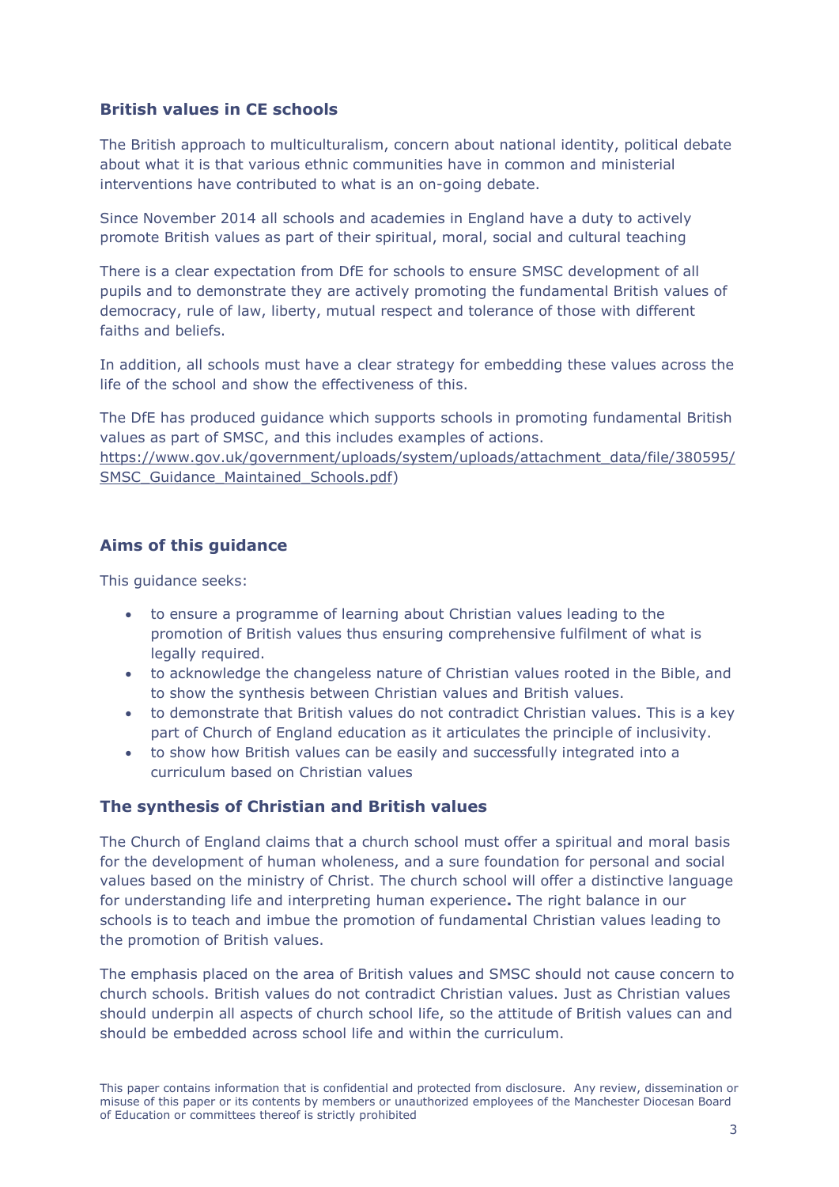## British values in CE schools

The British approach to multiculturalism, concern about national identity, political debate about what it is that various ethnic communities have in common and ministerial interventions have contributed to what is an on-going debate.

Since November 2014 all schools and academies in England have a duty to actively promote British values as part of their spiritual, moral, social and cultural teaching

There is a clear expectation from DfE for schools to ensure SMSC development of all pupils and to demonstrate they are actively promoting the fundamental British values of democracy, rule of law, liberty, mutual respect and tolerance of those with different faiths and beliefs.

In addition, all schools must have a clear strategy for embedding these values across the life of the school and show the effectiveness of this.

The DfE has produced guidance which supports schools in promoting fundamental British values as part of SMSC, and this includes examples of actions. https://www.gov.uk/government/uploads/system/uploads/attachment_data/file/380595/SMSC_Guidance_Maintained_Schools.pdf)

## Aims of this guidance

This guidance seeks:

- to ensure a programme of learning about Christian values leading to the promotion of British values thus ensuring comprehensive fulfilment of what is legally required.
- to acknowledge the changeless nature of Christian values rooted in the Bible, and to show the synthesis between Christian values and British values.
- to demonstrate that British values do not contradict Christian values. This is a key part of Church of England education as it articulates the principle of inclusivity.
- to show how British values can be easily and successfully integrated into a curriculum based on Christian values

## The synthesis of Christian and British values

The Church of England claims that a church school must offer a spiritual and moral basis for the development of human wholeness, and a sure foundation for personal and social values based on the ministry of Christ. The church school will offer a distinctive language for understanding life and interpreting human experience**.** The right balance in our schools is to teach and imbue the promotion of fundamental Christian values leading to the promotion of British values.

The emphasis placed on the area of British values and SMSC should not cause concern to church schools. British values do not contradict Christian values. Just as Christian values should underpin all aspects of church school life, so the attitude of British values can and should be embedded across school life and within the curriculum.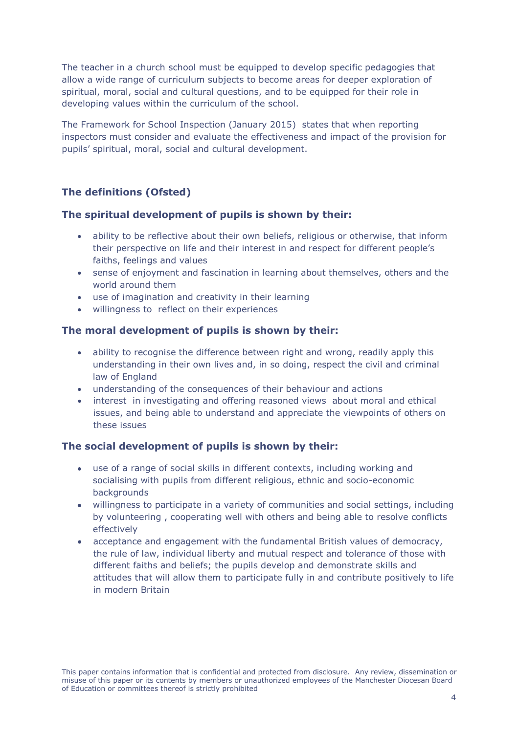The teacher in a church school must be equipped to develop specific pedagogies that allow a wide range of curriculum subjects to become areas for deeper exploration of spiritual, moral, social and cultural questions, and to be equipped for their role in developing values within the curriculum of the school.

The Framework for School Inspection (January 2015) states that when reporting inspectors must consider and evaluate the effectiveness and impact of the provision for pupils' spiritual, moral, social and cultural development.

## The definitions (Ofsted)

### The spiritual development of pupils is shown by their:

- ability to be reflective about their own beliefs, religious or otherwise, that inform their perspective on life and their interest in and respect for different people's faiths, feelings and values
- sense of enjoyment and fascination in learning about themselves, others and the world around them
- use of imagination and creativity in their learning
- willingness to reflect on their experiences

### The moral development of pupils is shown by their:

- ability to recognise the difference between right and wrong, readily apply this understanding in their own lives and, in so doing, respect the civil and criminal law of England
- understanding of the consequences of their behaviour and actions
- interest in investigating and offering reasoned views about moral and ethical issues, and being able to understand and appreciate the viewpoints of others on these issues

### The social development of pupils is shown by their:

- use of a range of social skills in different contexts, including working and socialising with pupils from different religious, ethnic and socio-economic backgrounds
- willingness to participate in a variety of communities and social settings, including by volunteering , cooperating well with others and being able to resolve conflicts effectively
- acceptance and engagement with the fundamental British values of democracy, the rule of law, individual liberty and mutual respect and tolerance of those with different faiths and beliefs; the pupils develop and demonstrate skills and attitudes that will allow them to participate fully in and contribute positively to life in modern Britain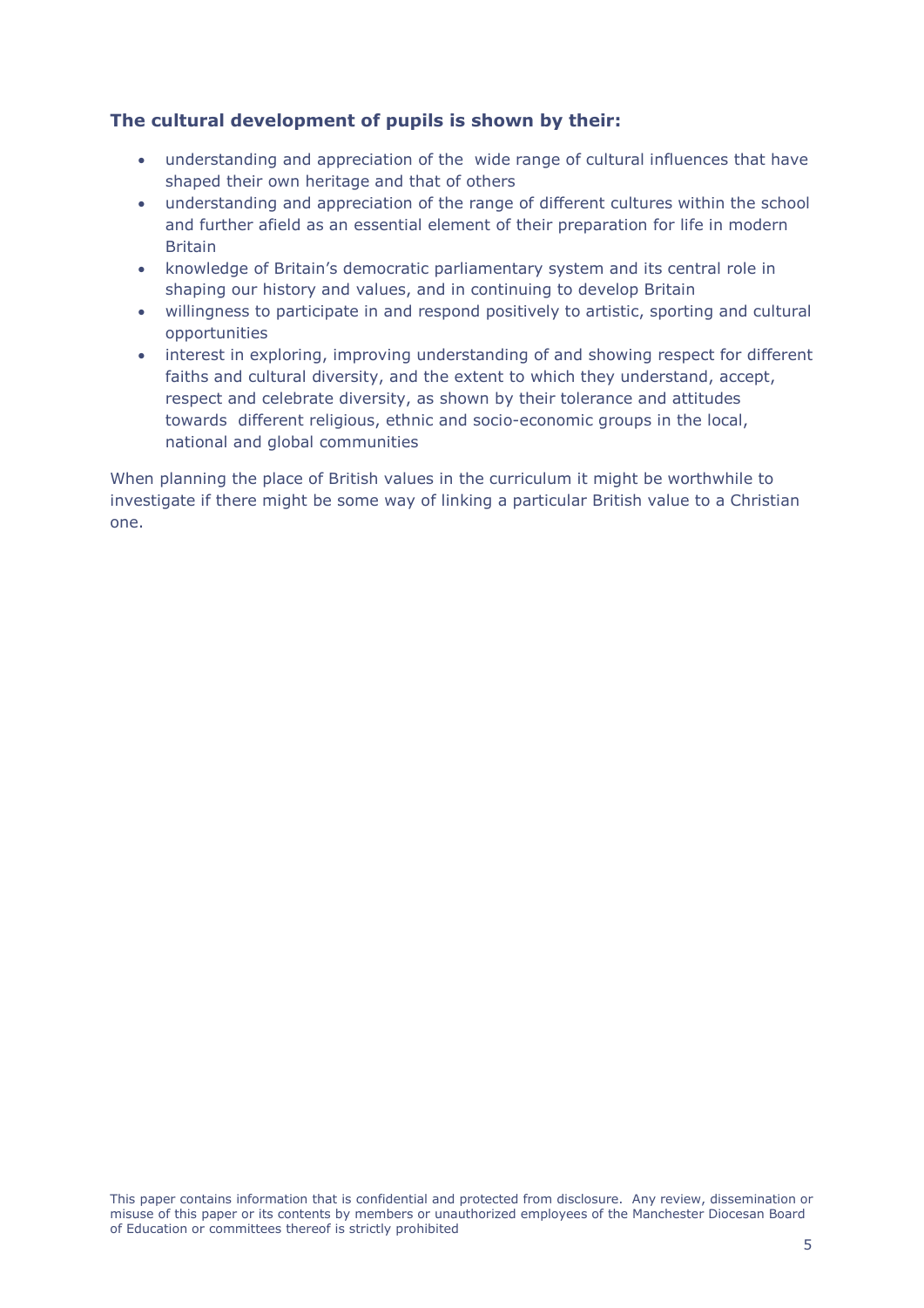**The cultural development of pupils is shown by their:**

- understanding and appreciation of the wide range of cultural influences that have shaped their own heritage and that of others
- understanding and appreciation of the range of different cultures within the school and further afield as an essential element of their preparation for life in modern Britain
- knowledge of Britain's democratic parliamentary system and its central role in shaping our history and values, and in continuing to develop Britain
- willingness to participate in and respond positively to artistic, sporting and cultural opportunities
- interest in exploring, improving understanding of and showing respect for different faiths and cultural diversity, and the extent to which they understand, accept, respect and celebrate diversity, as shown by their tolerance and attitudes towards different religious, ethnic and socio-economic groups in the local, national and global communities

When planning the place of British values in the curriculum it might be worthwhile to investigate if there might be some way of linking a particular British value to a Christian one.

This paper contains information that is confidential and protected from disclosure. Any review, dissemination or misuse of this paper or its contents by members or unauthorized employees of the Manchester Diocesan Board of Education or committees thereof is strictly prohibited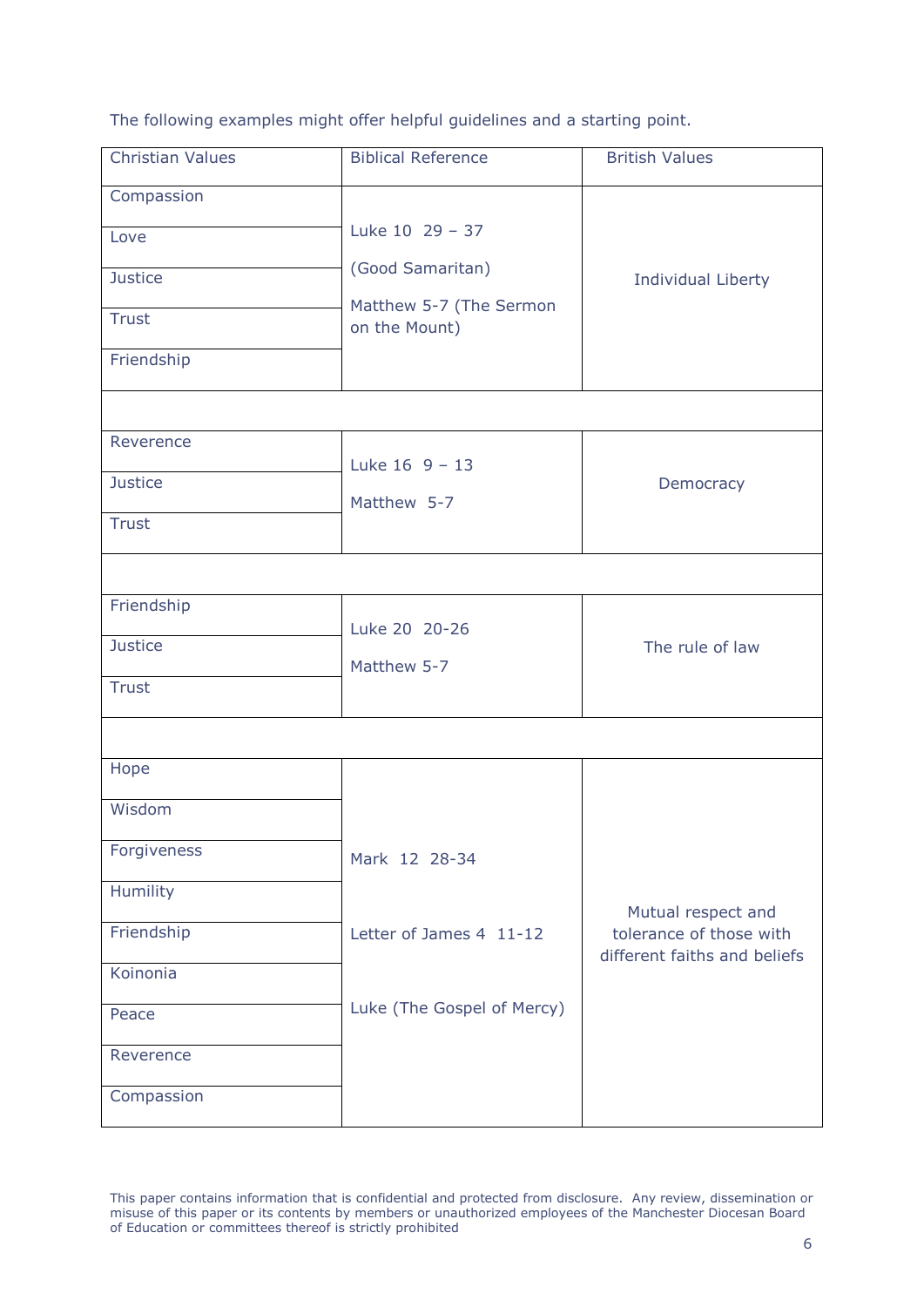The following examples might offer helpful guidelines and a starting point.

| Christian Values | Biblical Reference | British Values |
| --- | --- | --- |
| Compassion<br>Love<br>Justice<br>Trust<br>Friendship | Luke 10 29 – 37<br>(Good Samaritan)<br>Matthew 5-7 (The Sermon on the Mount) | Individual Liberty |
| | | |
| Reverence<br>Justice<br>Trust | Luke 16 9 – 13<br>Matthew 5-7 | Democracy |
| | | |
| Friendship<br>Justice<br>Trust | Luke 20 20-26<br>Matthew 5-7 | The rule of law |
| | | |
| Hope<br>Wisdom<br>Forgiveness<br>Humility<br>Friendship<br>Koinonia<br>Peace<br>Reverence<br>Compassion | Mark 12 28-34<br>Letter of James 4 11-12<br>Luke (The Gospel of Mercy) | Mutual respect and tolerance of those with different faiths and beliefs |

This paper contains information that is confidential and protected from disclosure. Any review, dissemination or misuse of this paper or its contents by members or unauthorized employees of the Manchester Diocesan Board of Education or committees thereof is strictly prohibited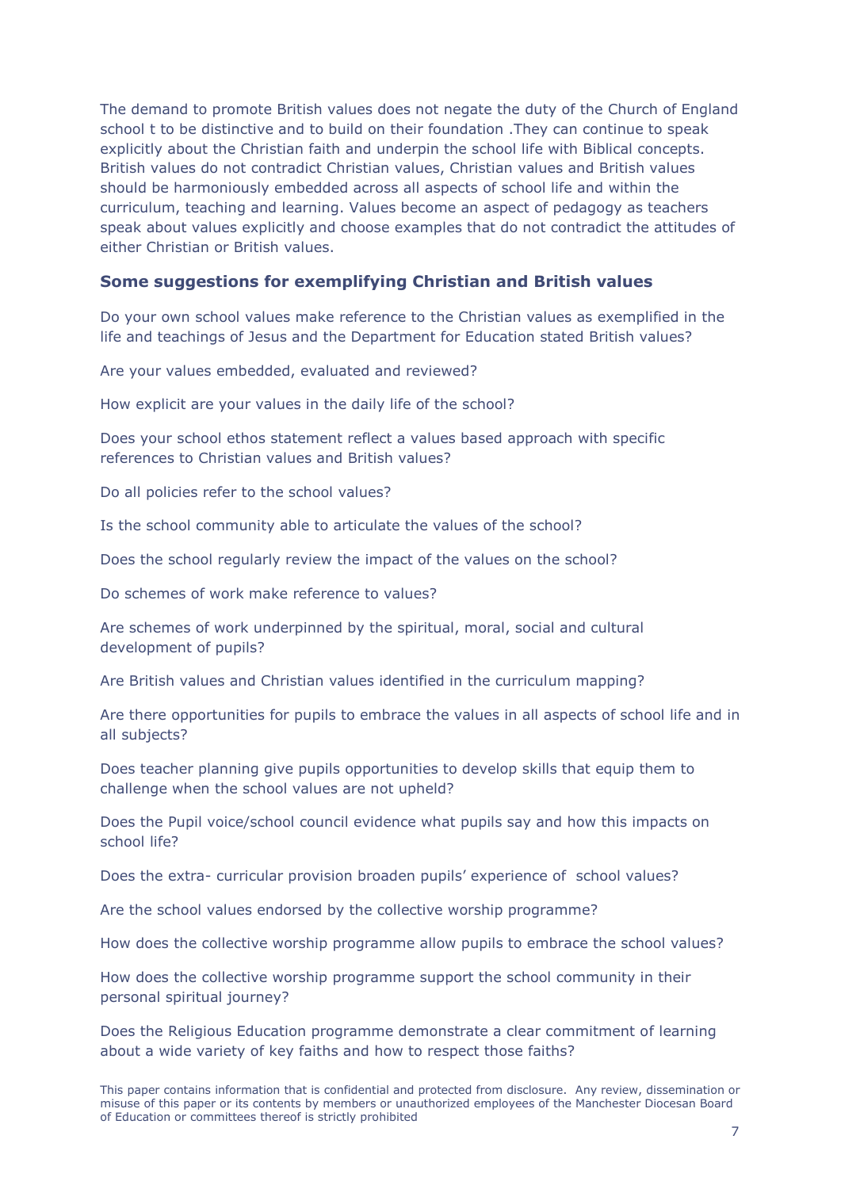The demand to promote British values does not negate the duty of the Church of England school t to be distinctive and to build on their foundation .They can continue to speak explicitly about the Christian faith and underpin the school life with Biblical concepts. British values do not contradict Christian values, Christian values and British values should be harmoniously embedded across all aspects of school life and within the curriculum, teaching and learning. Values become an aspect of pedagogy as teachers speak about values explicitly and choose examples that do not contradict the attitudes of either Christian or British values.

### Some suggestions for exemplifying Christian and British values

Do your own school values make reference to the Christian values as exemplified in the life and teachings of Jesus and the Department for Education stated British values?

Are your values embedded, evaluated and reviewed?

How explicit are your values in the daily life of the school?

Does your school ethos statement reflect a values based approach with specific references to Christian values and British values?

Do all policies refer to the school values?

Is the school community able to articulate the values of the school?

Does the school regularly review the impact of the values on the school?

Do schemes of work make reference to values?

Are schemes of work underpinned by the spiritual, moral, social and cultural development of pupils?

Are British values and Christian values identified in the curriculum mapping?

Are there opportunities for pupils to embrace the values in all aspects of school life and in all subjects?

Does teacher planning give pupils opportunities to develop skills that equip them to challenge when the school values are not upheld?

Does the Pupil voice/school council evidence what pupils say and how this impacts on school life?

Does the extra- curricular provision broaden pupils' experience of school values?

Are the school values endorsed by the collective worship programme?

How does the collective worship programme allow pupils to embrace the school values?

How does the collective worship programme support the school community in their personal spiritual journey?

Does the Religious Education programme demonstrate a clear commitment of learning about a wide variety of key faiths and how to respect those faiths?

This paper contains information that is confidential and protected from disclosure. Any review, dissemination or misuse of this paper or its contents by members or unauthorized employees of the Manchester Diocesan Board of Education or committees thereof is strictly prohibited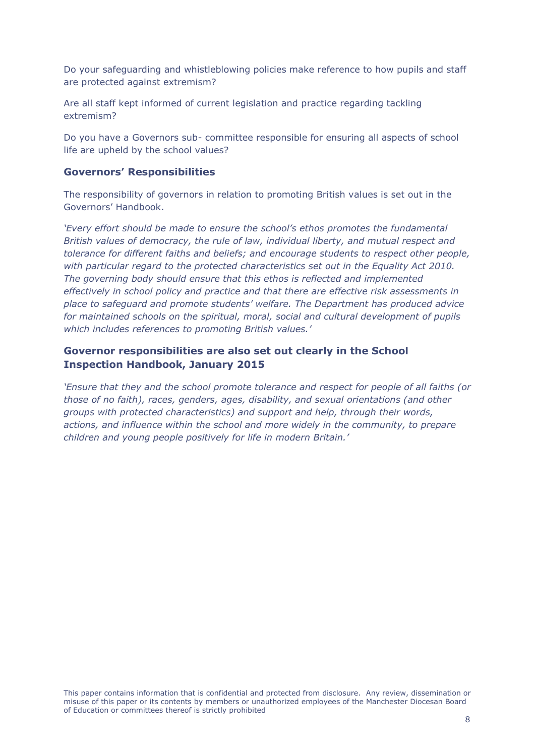Do your safeguarding and whistleblowing policies make reference to how pupils and staff are protected against extremism?

Are all staff kept informed of current legislation and practice regarding tackling extremism?

Do you have a Governors sub- committee responsible for ensuring all aspects of school life are upheld by the school values?

### Governors' Responsibilities

The responsibility of governors in relation to promoting British values is set out in the Governors' Handbook.

*'Every effort should be made to ensure the school's ethos promotes the fundamental British values of democracy, the rule of law, individual liberty, and mutual respect and tolerance for different faiths and beliefs; and encourage students to respect other people, with particular regard to the protected characteristics set out in the Equality Act 2010. The governing body should ensure that this ethos is reflected and implemented effectively in school policy and practice and that there are effective risk assessments in place to safeguard and promote students' welfare. The Department has produced advice for maintained schools on the spiritual, moral, social and cultural development of pupils which includes references to promoting British values.'*

### Governor responsibilities are also set out clearly in the School Inspection Handbook, January 2015

*'Ensure that they and the school promote tolerance and respect for people of all faiths (or those of no faith), races, genders, ages, disability, and sexual orientations (and other groups with protected characteristics) and support and help, through their words, actions, and influence within the school and more widely in the community, to prepare children and young people positively for life in modern Britain.'*

This paper contains information that is confidential and protected from disclosure. Any review, dissemination or misuse of this paper or its contents by members or unauthorized employees of the Manchester Diocesan Board of Education or committees thereof is strictly prohibited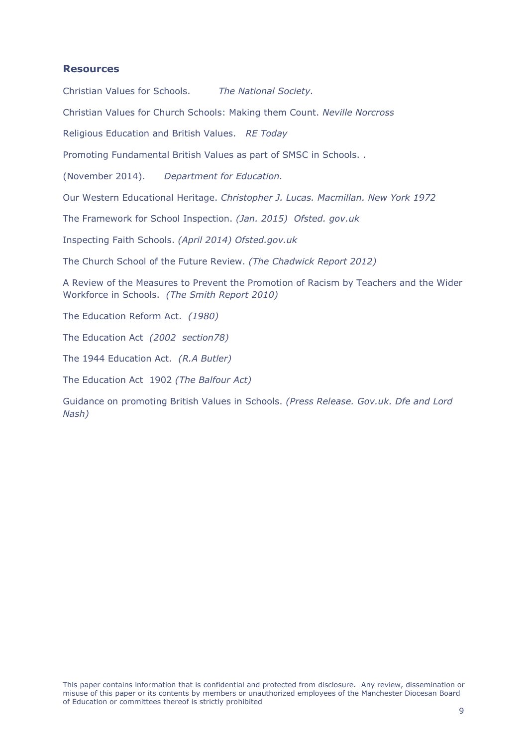### Resources

Christian Values for Schools. *The National Society.*

Christian Values for Church Schools: Making them Count. *Neville Norcross*

Religious Education and British Values. *RE Today*

Promoting Fundamental British Values as part of SMSC in Schools. .

(November 2014). *Department for Education.*

Our Western Educational Heritage. *Christopher J. Lucas. Macmillan. New York 1972*

The Framework for School Inspection. *(Jan. 2015) Ofsted. gov.uk*

Inspecting Faith Schools. *(April 2014) Ofsted.gov.uk*

The Church School of the Future Review. *(The Chadwick Report 2012)*

A Review of the Measures to Prevent the Promotion of Racism by Teachers and the Wider Workforce in Schools. *(The Smith Report 2010)*

The Education Reform Act. *(1980)*

The Education Act *(2002 section78)*

The 1944 Education Act. *(R.A Butler)*

The Education Act 1902 *(The Balfour Act)*

Guidance on promoting British Values in Schools. *(Press Release. Gov.uk. Dfe and Lord Nash)*

This paper contains information that is confidential and protected from disclosure. Any review, dissemination or misuse of this paper or its contents by members or unauthorized employees of the Manchester Diocesan Board of Education or committees thereof is strictly prohibited